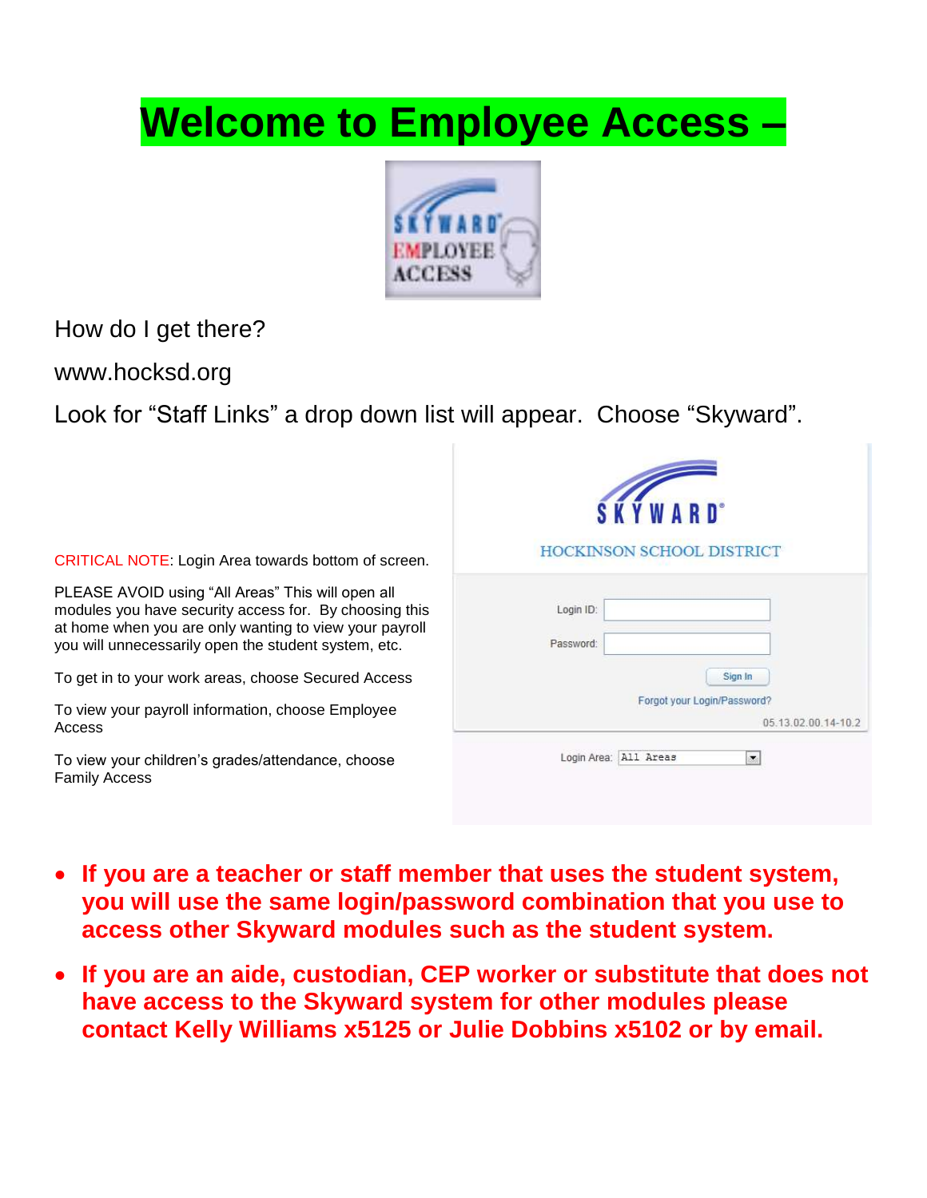# Welcome to Employee Access –

How do I get there?

www.hocksd.org

Look for “Staff Links” a drop down list will appear. Choose “Skyward”.

CRITICAL NOTE: Login Area towards bottom of screen.

PLEASE AVOID using “All Areas” This will open all modules you have security access for. By choosing this at home when you are only wanting to view your payroll you will unnecessarily open the student system, etc.

To get in to your work areas, choose Secured Access

To view your payroll information, choose Employee Access

To view your children’s grades/attendance, choose Family Access

- **If you are a teacher or staff member that uses the student system, you will use the same login/password combination that you use to access other Skyward modules such as the student system.**
- **If you are an aide, custodian, CEP worker or substitute that does not have access to the Skyward system for other modules please contact Kelly Williams x5125 or Julie Dobbins x5102 or by email.**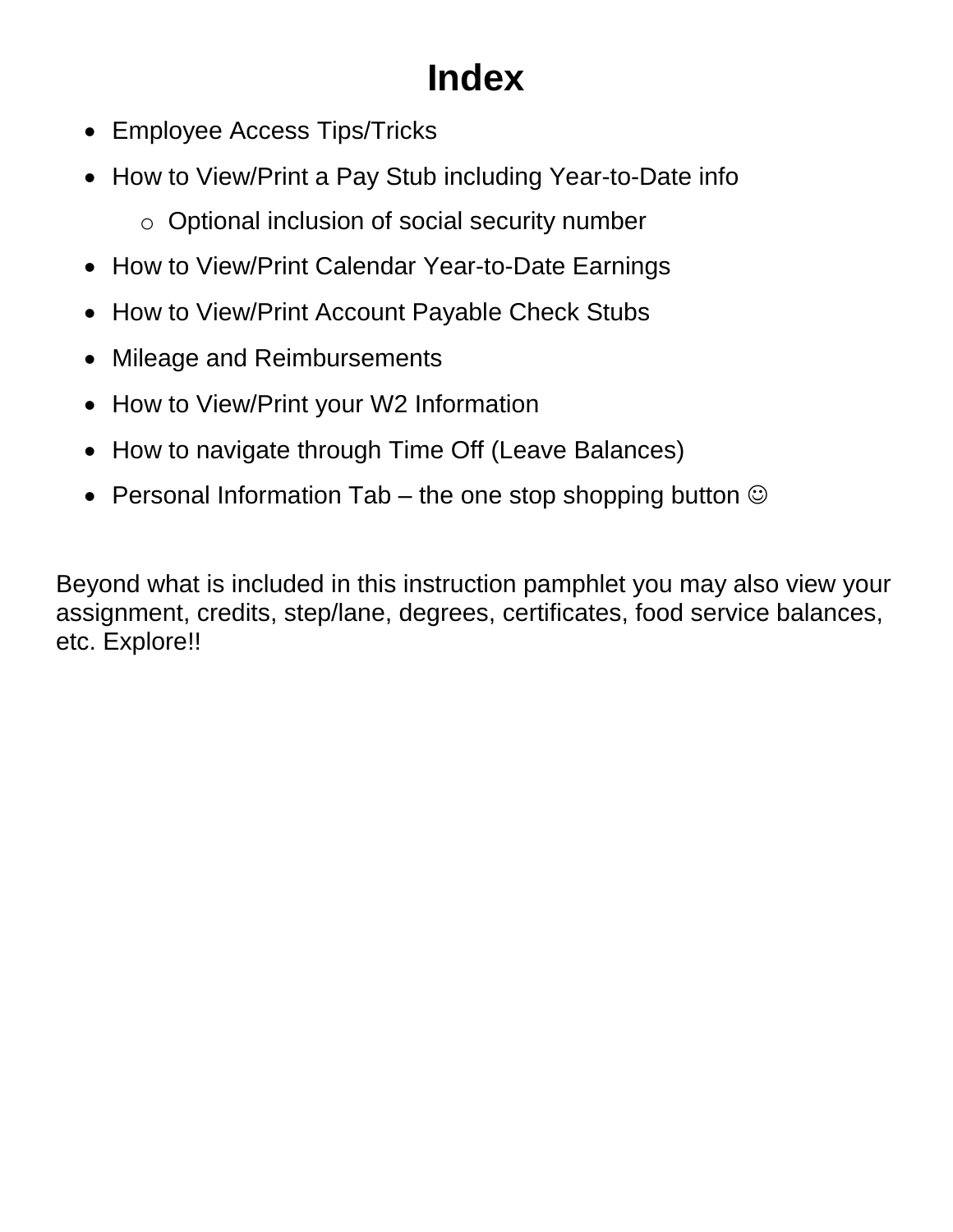# Index

- Employee Access Tips/Tricks
- How to View/Print a Pay Stub including Year-to-Date info
    - Optional inclusion of social security number
- How to View/Print Calendar Year-to-Date Earnings
- How to View/Print Account Payable Check Stubs
- Mileage and Reimbursements
- How to View/Print your W2 Information
- How to navigate through Time Off (Leave Balances)
- Personal Information Tab – the one stop shopping button ☺

Beyond what is included in this instruction pamphlet you may also view your assignment, credits, step/lane, degrees, certificates, food service balances, etc. Explore!!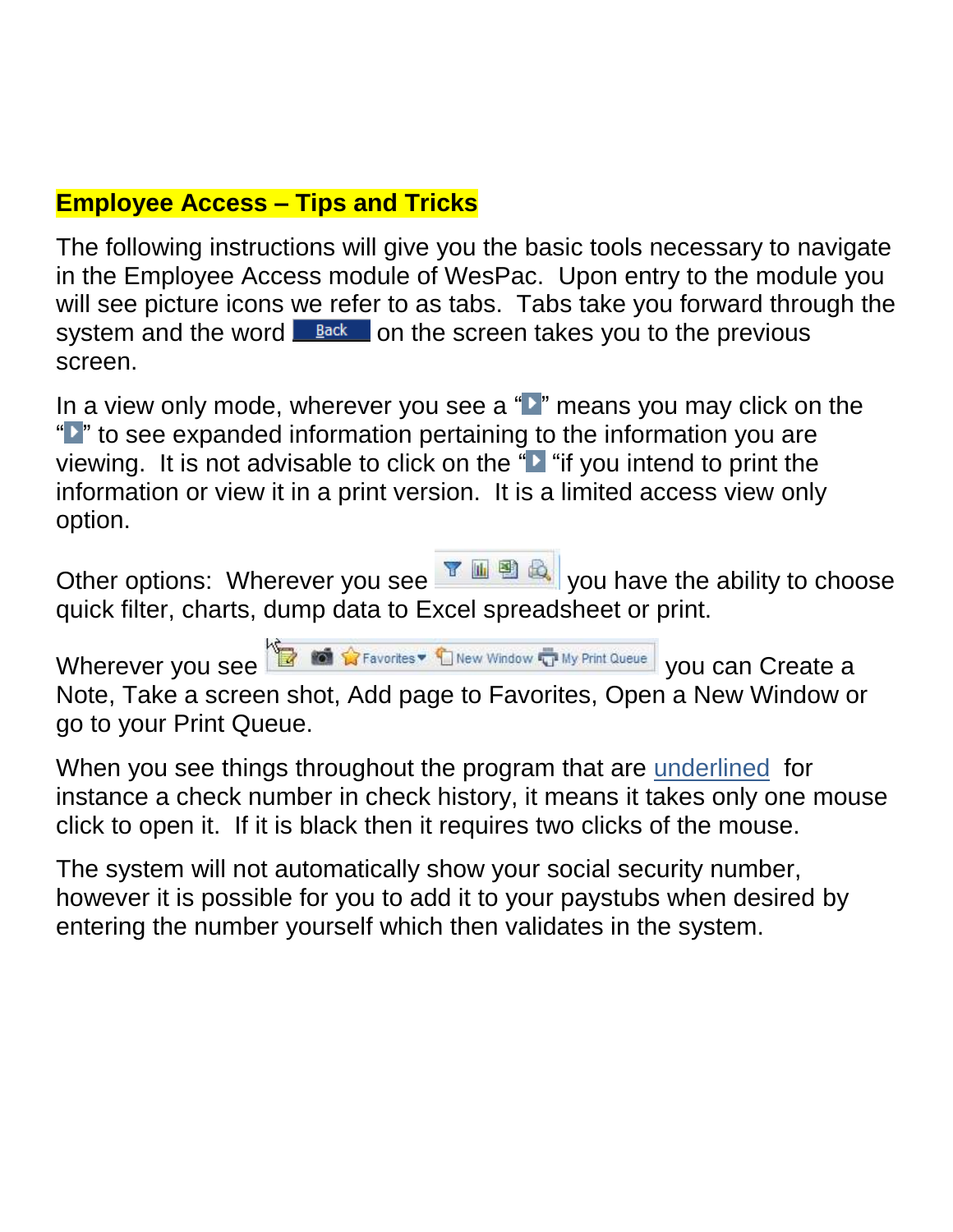**Employee Access – Tips and Tricks**

The following instructions will give you the basic tools necessary to navigate in the Employee Access module of WesPac. Upon entry to the module you will see picture icons we refer to as tabs. Tabs take you forward through the system and the word Back on the screen takes you to the previous screen.

In a view only mode, wherever you see a "▶" means you may click on the "▶" to see expanded information pertaining to the information you are viewing. It is not advisable to click on the "▶ "if you intend to print the information or view it in a print version. It is a limited access view only option.

Other options: Wherever you see [quick filter, charts, Excel, print icons] you have the ability to choose quick filter, charts, dump data to Excel spreadsheet or print.

Wherever you see [Note, Screen shot, Favorites, New Window, My Print Queue icons] you can Create a Note, Take a screen shot, Add page to Favorites, Open a New Window or go to your Print Queue.

When you see things throughout the program that are underlined for instance a check number in check history, it means it takes only one mouse click to open it. If it is black then it requires two clicks of the mouse.

The system will not automatically show your social security number, however it is possible for you to add it to your paystubs when desired by entering the number yourself which then validates in the system.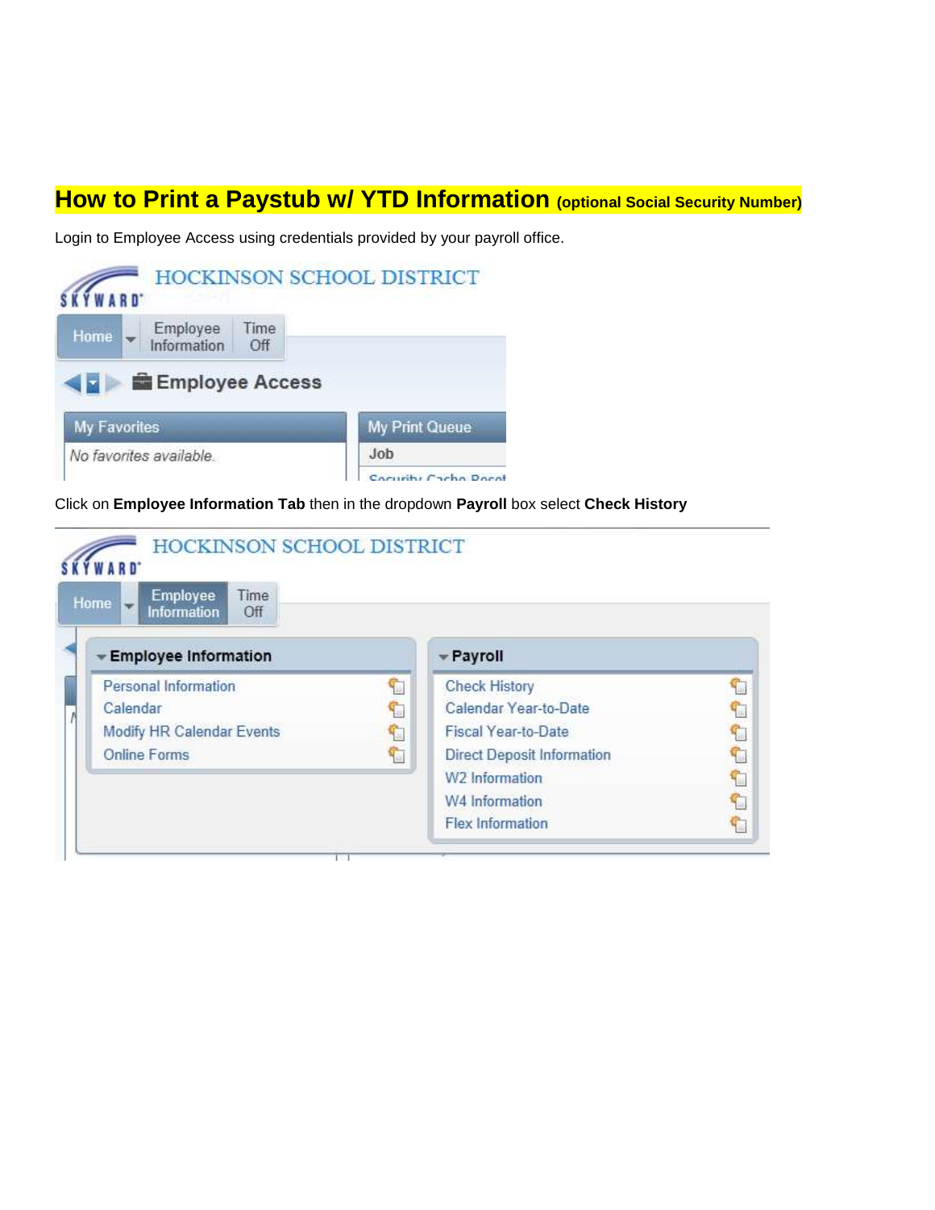# How to Print a Paystub w/ YTD Information (optional Social Security Number)

Login to Employee Access using credentials provided by your payroll office.

Click on **Employee Information Tab** then in the dropdown **Payroll** box select **Check History**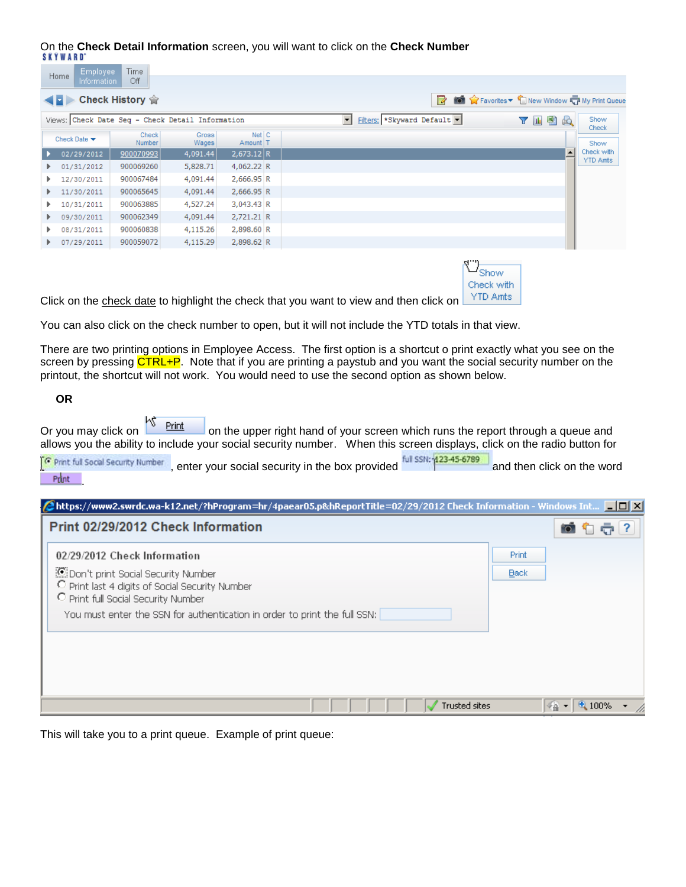On the **Check Detail Information** screen, you will want to click on the **Check Number**

SKYWARD

Home | Employee Information | Time Off

Check History

Views: Check Date Seq - Check Detail Information  Filters: *Skyward Default

| Check Date | Check Number | Gross Wages | Net Amount | C T |
|---|---|---|---|---|
| 02/29/2012 | 900070993 | 4,091.44 | 2,673.12 | R |
| 01/31/2012 | 900069260 | 5,828.71 | 4,062.22 | R |
| 12/30/2011 | 900067484 | 4,091.44 | 2,666.95 | R |
| 11/30/2011 | 900065645 | 4,091.44 | 2,666.95 | R |
| 10/31/2011 | 900063885 | 4,527.24 | 3,043.43 | R |
| 09/30/2011 | 900062349 | 4,091.44 | 2,721.21 | R |
| 08/31/2011 | 900060838 | 4,115.26 | 2,898.60 | R |
| 07/29/2011 | 900059072 | 4,115.29 | 2,898.62 | R |

Show Check | Show Check with YTD Amts

Click on the check date to highlight the check that you want to view and then click on Show Check with YTD Amts

You can also click on the check number to open, but it will not include the YTD totals in that view.

There are two printing options in Employee Access. The first option is a shortcut o print exactly what you see on the screen by pressing CTRL+P. Note that if you are printing a paystub and you want the social security number on the printout, the shortcut will not work. You would need to use the second option as shown below.

**OR**

Or you may click on Print on the upper right hand of your screen which runs the report through a queue and allows you the ability to include your social security number. When this screen displays, click on the radio button for Print full Social Security Number, enter your social security in the box provided full SSN: 123-45-6789 and then click on the word Print.

https://www2.swrdc.wa-k12.net/?hProgram=hr/4paear05.p&hReportTitle=02/29/2012 Check Information - Windows Int...

**Print 02/29/2012 Check Information**

02/29/2012 Check Information

- Don't print Social Security Number
- Print last 4 digits of Social Security Number
- Print full Social Security Number

You must enter the SSN for authentication in order to print the full SSN:

Print | Back

Trusted sites | 100%

This will take you to a print queue. Example of print queue: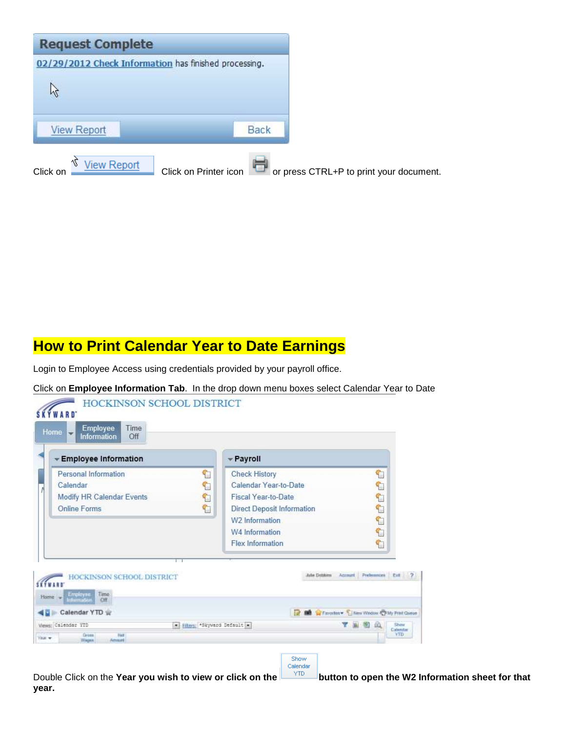**Request Complete**

02/29/2012 Check Information has finished processing.

View Report Back

Click on View Report Click on Printer icon or press CTRL+P to print your document.

## How to Print Calendar Year to Date Earnings

Login to Employee Access using credentials provided by your payroll office.

Click on **Employee Information Tab**. In the drop down menu boxes select Calendar Year to Date

HOCKINSON SCHOOL DISTRICT

Home | Employee Information | Time Off

**Employee Information**
- Personal Information
- Calendar
- Modify HR Calendar Events
- Online Forms

**Payroll**
- Check History
- Calendar Year-to-Date
- Fiscal Year-to-Date
- Direct Deposit Information
- W2 Information
- W4 Information
- Flex Information

Double Click on the **Year you wish to view or click on the** Show Calendar YTD **button to open the W2 Information sheet for that year.**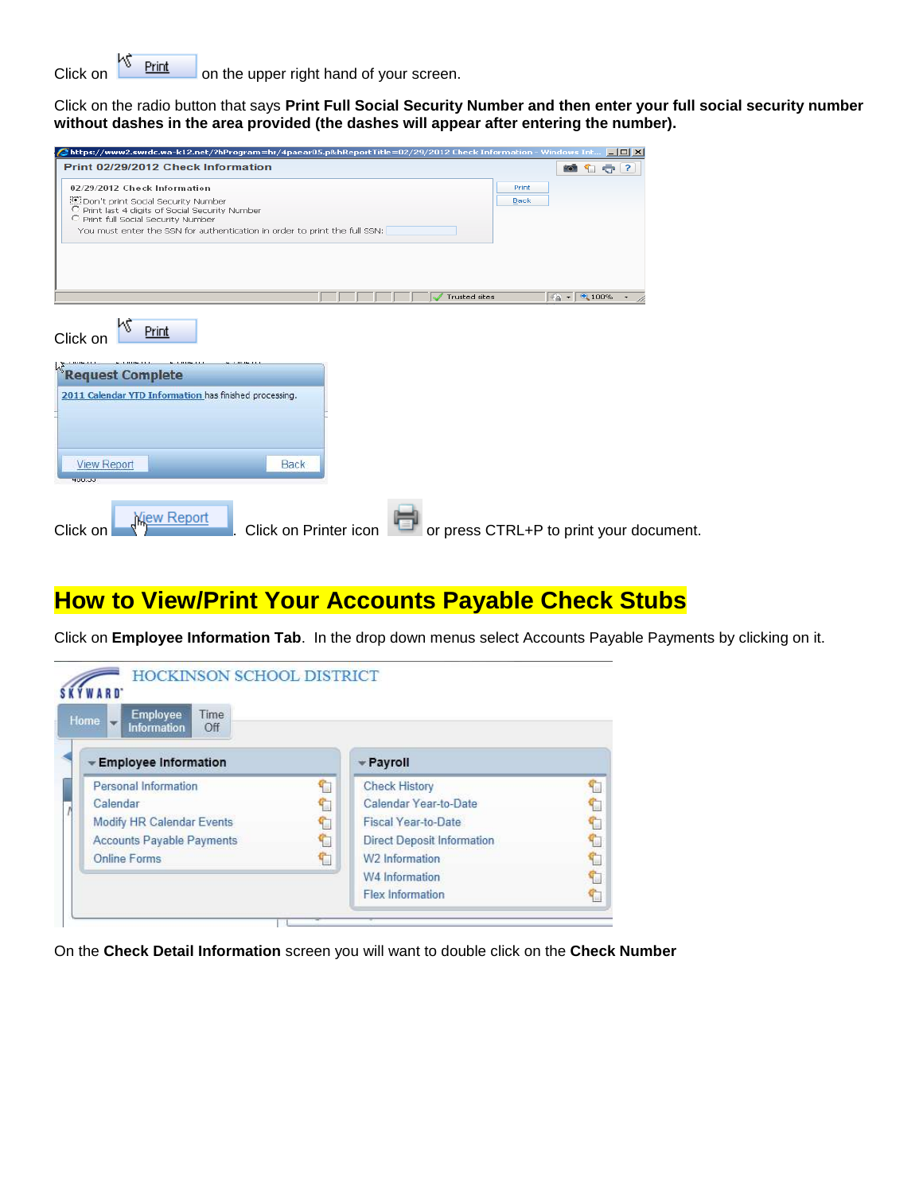Click on Print on the upper right hand of your screen.

Click on the radio button that says **Print Full Social Security Number and then enter your full social security number without dashes in the area provided (the dashes will appear after entering the number).**

Click on Print

Click on View Report. Click on Printer icon or press CTRL+P to print your document.

## How to View/Print Your Accounts Payable Check Stubs

Click on **Employee Information Tab**. In the drop down menus select Accounts Payable Payments by clicking on it.

On the **Check Detail Information** screen you will want to double click on the **Check Number**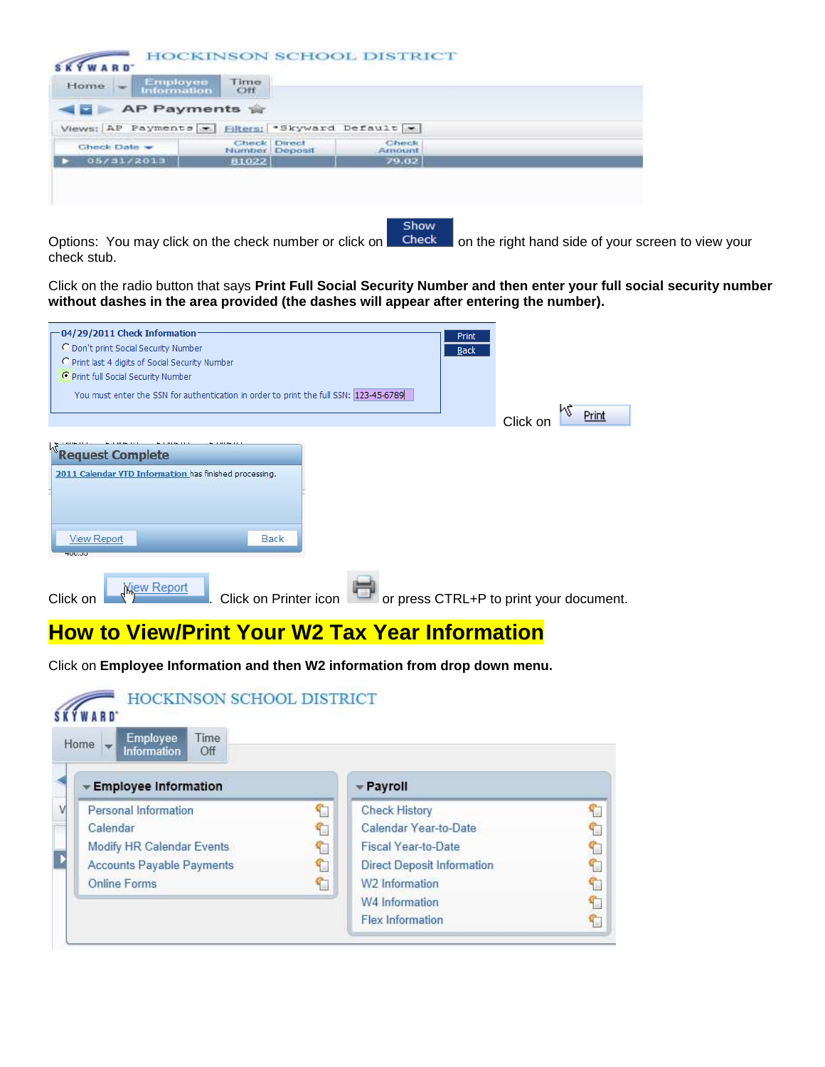Options: You may click on the check number or click on Show Check on the right hand side of your screen to view your check stub.

Click on the radio button that says **Print Full Social Security Number and then enter your full social security number without dashes in the area provided (the dashes will appear after entering the number).**

Click on Print

Click on View Report. Click on Printer icon or press CTRL+P to print your document.

## How to View/Print Your W2 Tax Year Information

Click on **Employee Information and then W2 information from drop down menu.**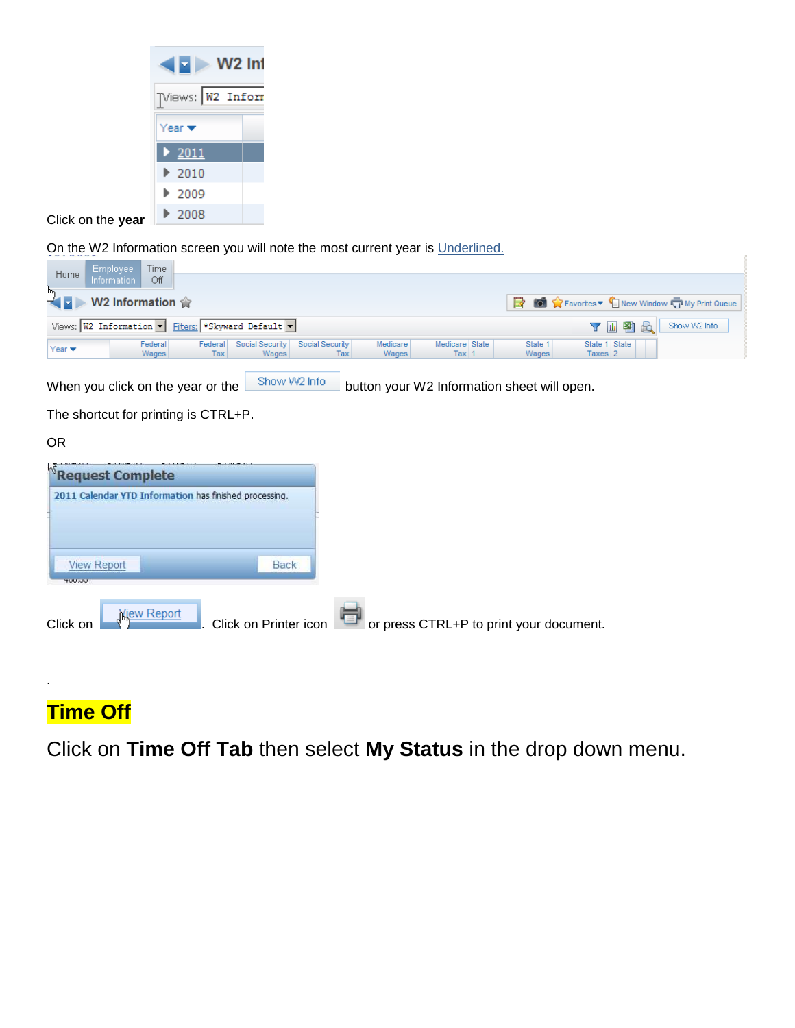Click on the **year**

On the W2 Information screen you will note the most current year is Underlined.

When you click on the year or the Show W2 Info button your W2 Information sheet will open.

The shortcut for printing is CTRL+P.

OR

Click on View Report. Click on Printer icon or press CTRL+P to print your document.

.

## Time Off

Click on **Time Off Tab** then select **My Status** in the drop down menu.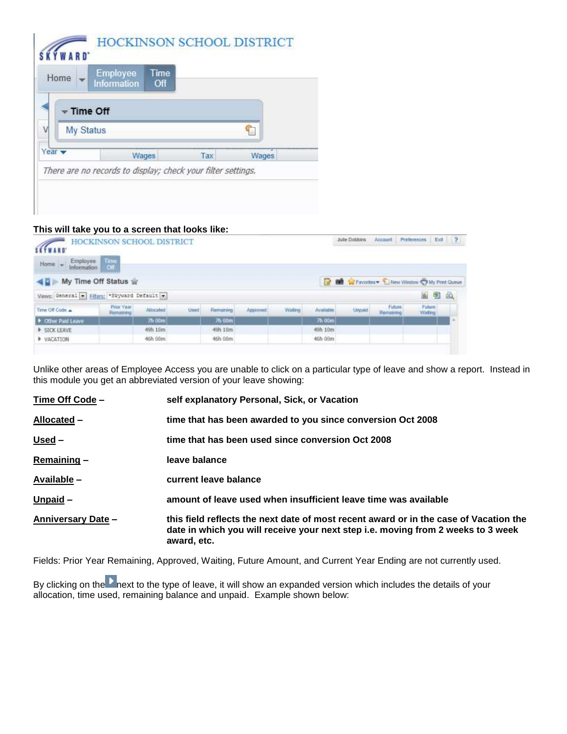This will take you to a screen that looks like:

Unlike other areas of Employee Access you are unable to click on a particular type of leave and show a report. Instead in this module you get an abbreviated version of your leave showing:

| | |
|---|---|
| **Time Off Code** – | **self explanatory Personal, Sick, or Vacation** |
| **Allocated** – | **time that has been awarded to you since conversion Oct 2008** |
| **Used** – | **time that has been used since conversion Oct 2008** |
| **Remaining** – | **leave balance** |
| **Available** – | **current leave balance** |
| **Unpaid** – | **amount of leave used when insufficient leave time was available** |
| **Anniversary Date** – | **this field reflects the next date of most recent award or in the case of Vacation the date in which you will receive your next step i.e. moving from 2 weeks to 3 week award, etc.** |

Fields: Prior Year Remaining, Approved, Waiting, Future Amount, and Current Year Ending are not currently used.

By clicking on the ▶ next to the type of leave, it will show an expanded version which includes the details of your allocation, time used, remaining balance and unpaid. Example shown below: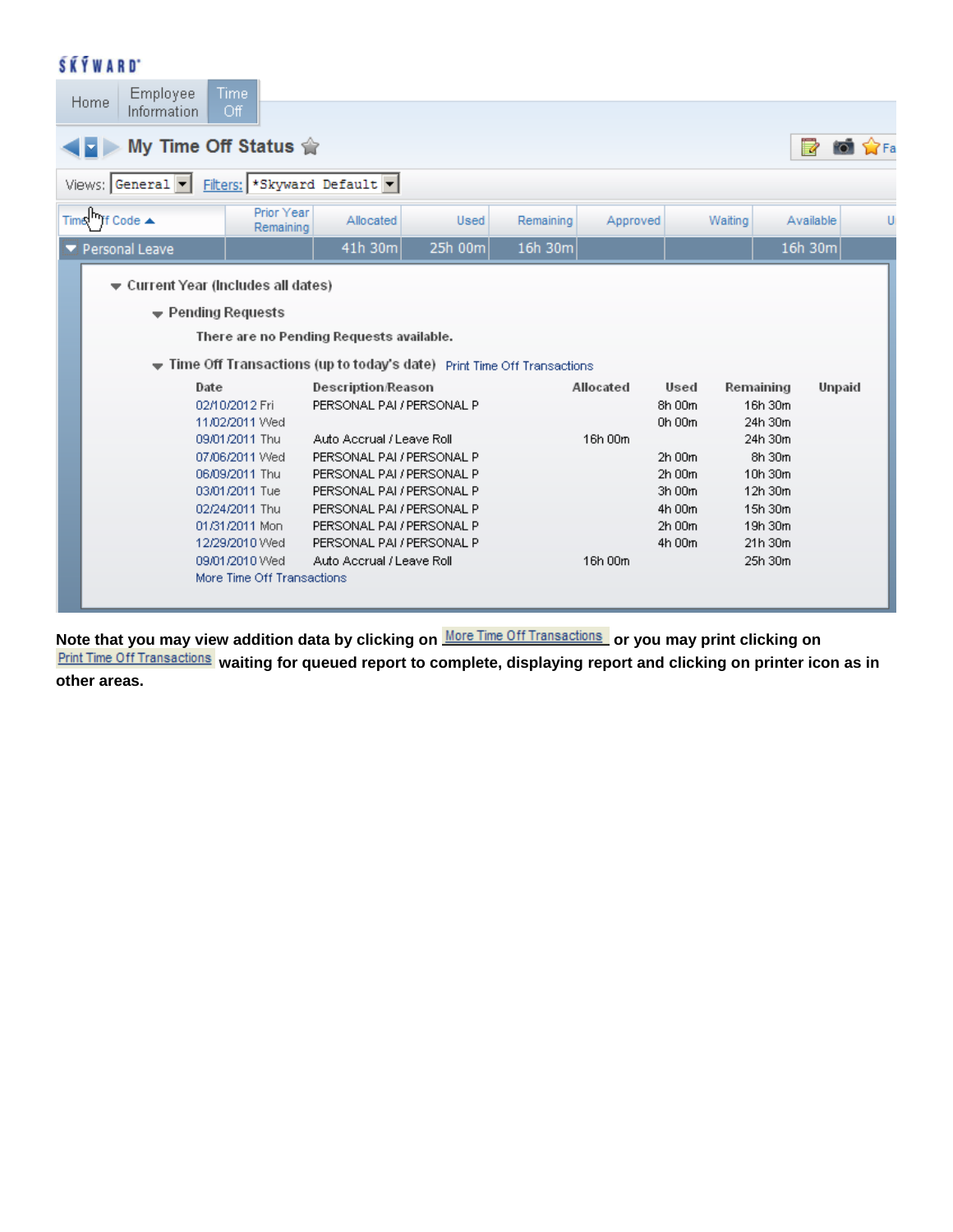SKYWARD

Home | Employee Information | Time Off

## My Time Off Status

Views: General | Filters: *Skyward Default

| Time Off Code | Prior Year Remaining | Allocated | Used | Remaining | Approved | Waiting | Available | U |
|---|---|---|---|---|---|---|---|---|
| Personal Leave | | 41h 30m | 25h 00m | 16h 30m | | | 16h 30m | |

Current Year (Includes all dates)

Pending Requests

There are no Pending Requests available.

Time Off Transactions (up to today's date) Print Time Off Transactions

| Date | Description/Reason | Allocated | Used | Remaining | Unpaid |
|---|---|---|---|---|---|
| 02/10/2012 Fri | PERSONAL PAI / PERSONAL P | | 8h 00m | 16h 30m | |
| 11/02/2011 Wed | | | 0h 00m | 24h 30m | |
| 09/01/2011 Thu | Auto Accrual / Leave Roll | 16h 00m | | 24h 30m | |
| 07/06/2011 Wed | PERSONAL PAI / PERSONAL P | | 2h 00m | 8h 30m | |
| 06/09/2011 Thu | PERSONAL PAI / PERSONAL P | | 2h 00m | 10h 30m | |
| 03/01/2011 Tue | PERSONAL PAI / PERSONAL P | | 3h 00m | 12h 30m | |
| 02/24/2011 Thu | PERSONAL PAI / PERSONAL P | | 4h 00m | 15h 30m | |
| 01/31/2011 Mon | PERSONAL PAI / PERSONAL P | | 2h 00m | 19h 30m | |
| 12/29/2010 Wed | PERSONAL PAI / PERSONAL P | | 4h 00m | 21h 30m | |
| 09/01/2010 Wed | Auto Accrual / Leave Roll | 16h 00m | | 25h 30m | |

More Time Off Transactions

**Note that you may view addition data by clicking on** More Time Off Transactions **or you may print clicking on** Print Time Off Transactions **waiting for queued report to complete, displaying report and clicking on printer icon as in other areas.**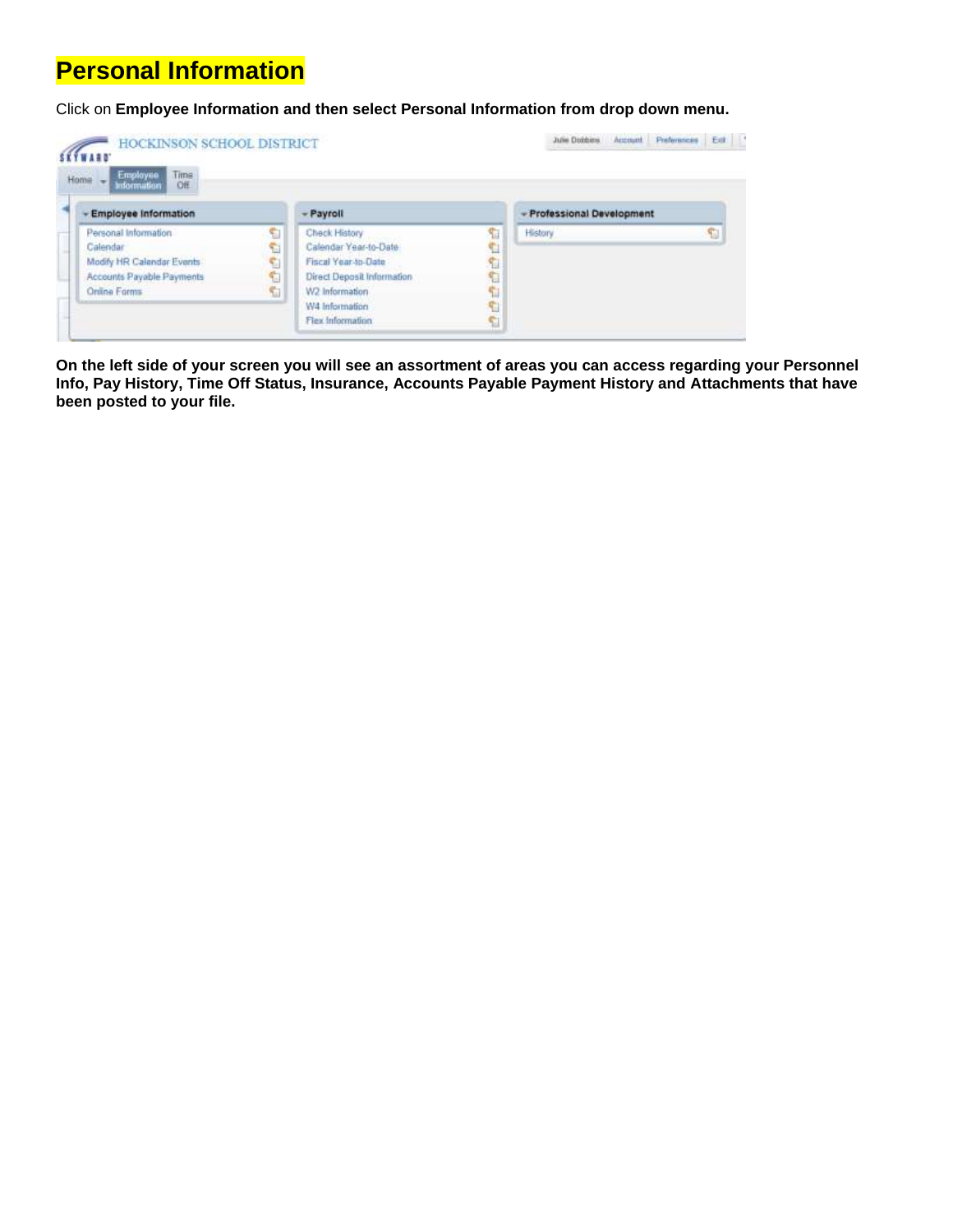# Personal Information

Click on **Employee Information and then select Personal Information from drop down menu.**

**On the left side of your screen you will see an assortment of areas you can access regarding your Personnel Info, Pay History, Time Off Status, Insurance, Accounts Payable Payment History and Attachments that have been posted to your file.**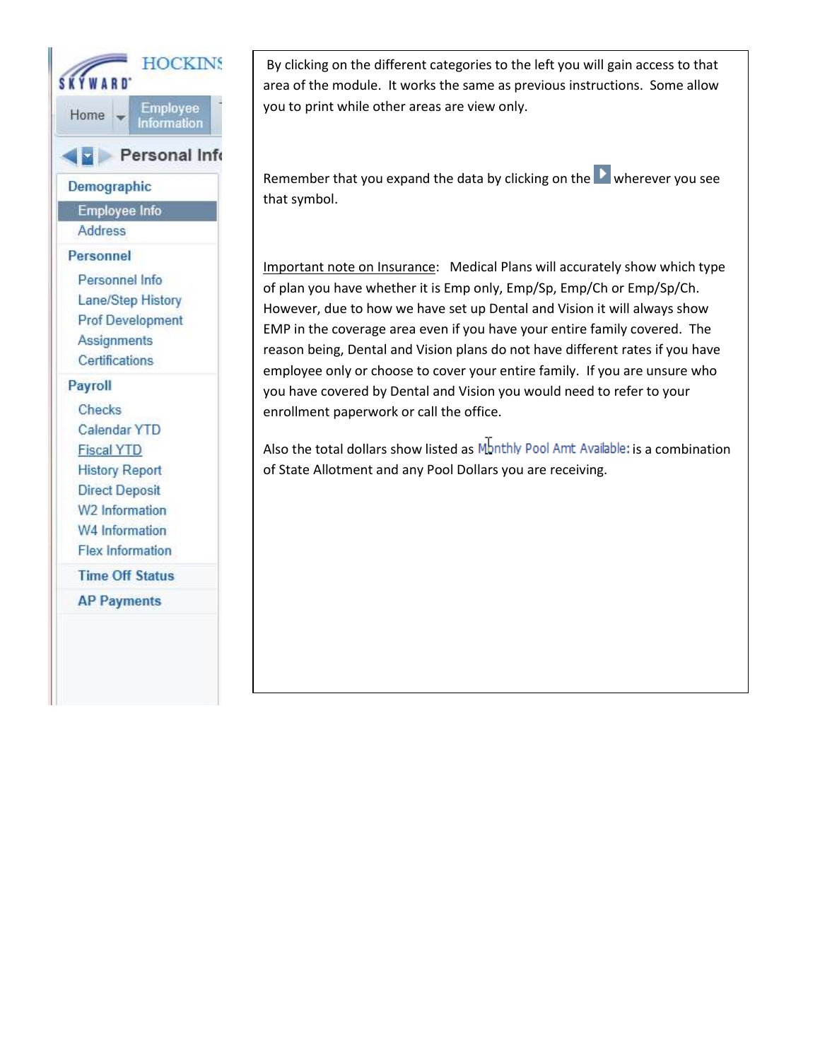HOCKINS

SKYWARD

Home | Employee Information

Personal Info

**Demographic**

- Employee Info
- Address

**Personnel**

- Personnel Info
- Lane/Step History
- Prof Development
- Assignments
- Certifications

**Payroll**

- Checks
- Calendar YTD
- Fiscal YTD
- History Report
- Direct Deposit
- W2 Information
- W4 Information
- Flex Information

**Time Off Status**

**AP Payments**

By clicking on the different categories to the left you will gain access to that area of the module. It works the same as previous instructions. Some allow you to print while other areas are view only.

Remember that you expand the data by clicking on the ▶ wherever you see that symbol.

Important note on Insurance: Medical Plans will accurately show which type of plan you have whether it is Emp only, Emp/Sp, Emp/Ch or Emp/Sp/Ch. However, due to how we have set up Dental and Vision it will always show EMP in the coverage area even if you have your entire family covered. The reason being, Dental and Vision plans do not have different rates if you have employee only or choose to cover your entire family. If you are unsure who you have covered by Dental and Vision you would need to refer to your enrollment paperwork or call the office.

Also the total dollars show listed as Monthly Pool Amt Available: is a combination of State Allotment and any Pool Dollars you are receiving.